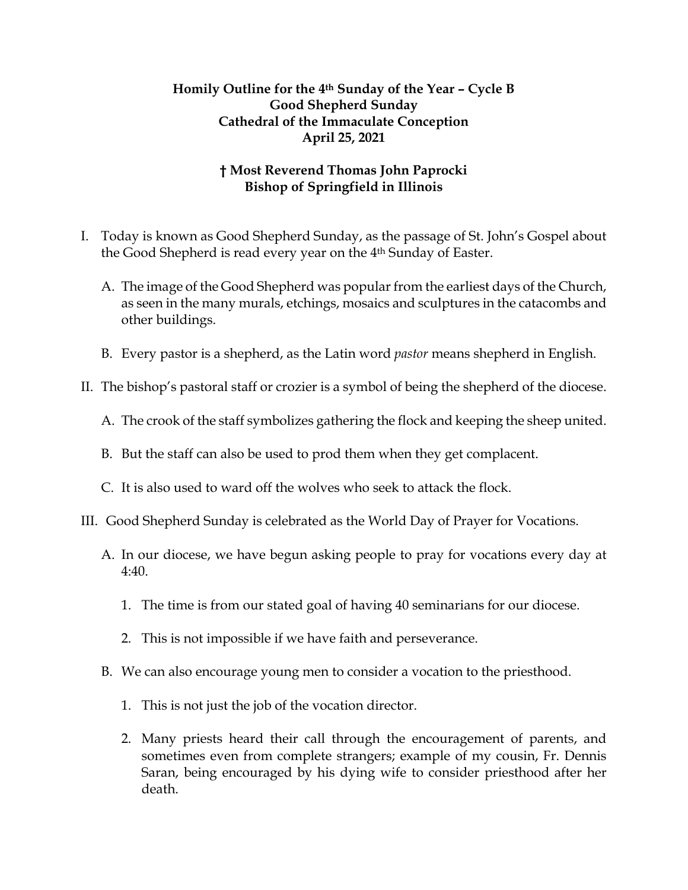**Homily Outline for the 4th Sunday of the Year – Cycle B**
**Good Shepherd Sunday**
**Cathedral of the Immaculate Conception**
**April 25, 2021**

**† Most Reverend Thomas John Paprocki**
**Bishop of Springfield in Illinois**

I. Today is known as Good Shepherd Sunday, as the passage of St. John's Gospel about the Good Shepherd is read every year on the 4th Sunday of Easter.

   A. The image of the Good Shepherd was popular from the earliest days of the Church, as seen in the many murals, etchings, mosaics and sculptures in the catacombs and other buildings.

   B. Every pastor is a shepherd, as the Latin word *pastor* means shepherd in English.

II. The bishop's pastoral staff or crozier is a symbol of being the shepherd of the diocese.

   A. The crook of the staff symbolizes gathering the flock and keeping the sheep united.

   B. But the staff can also be used to prod them when they get complacent.

   C. It is also used to ward off the wolves who seek to attack the flock.

III. Good Shepherd Sunday is celebrated as the World Day of Prayer for Vocations.

   A. In our diocese, we have begun asking people to pray for vocations every day at 4:40.

      1. The time is from our stated goal of having 40 seminarians for our diocese.

      2. This is not impossible if we have faith and perseverance.

   B. We can also encourage young men to consider a vocation to the priesthood.

      1. This is not just the job of the vocation director.

      2. Many priests heard their call through the encouragement of parents, and sometimes even from complete strangers; example of my cousin, Fr. Dennis Saran, being encouraged by his dying wife to consider priesthood after her death.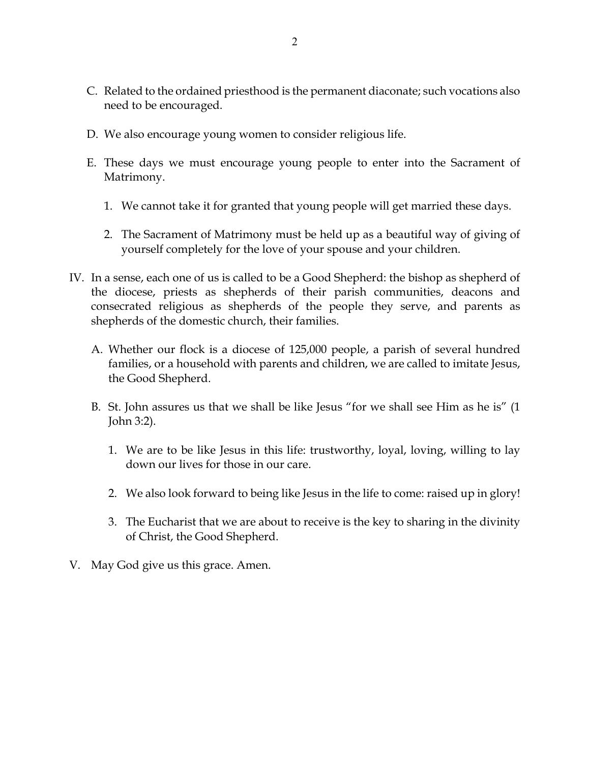C. Related to the ordained priesthood is the permanent diaconate; such vocations also need to be encouraged.

D. We also encourage young women to consider religious life.

E. These days we must encourage young people to enter into the Sacrament of Matrimony.

   1. We cannot take it for granted that young people will get married these days.

   2. The Sacrament of Matrimony must be held up as a beautiful way of giving of yourself completely for the love of your spouse and your children.

IV. In a sense, each one of us is called to be a Good Shepherd: the bishop as shepherd of the diocese, priests as shepherds of their parish communities, deacons and consecrated religious as shepherds of the people they serve, and parents as shepherds of the domestic church, their families.

   A. Whether our flock is a diocese of 125,000 people, a parish of several hundred families, or a household with parents and children, we are called to imitate Jesus, the Good Shepherd.

   B. St. John assures us that we shall be like Jesus "for we shall see Him as he is" (1 John 3:2).

      1. We are to be like Jesus in this life: trustworthy, loyal, loving, willing to lay down our lives for those in our care.

      2. We also look forward to being like Jesus in the life to come: raised up in glory!

      3. The Eucharist that we are about to receive is the key to sharing in the divinity of Christ, the Good Shepherd.

V. May God give us this grace. Amen.